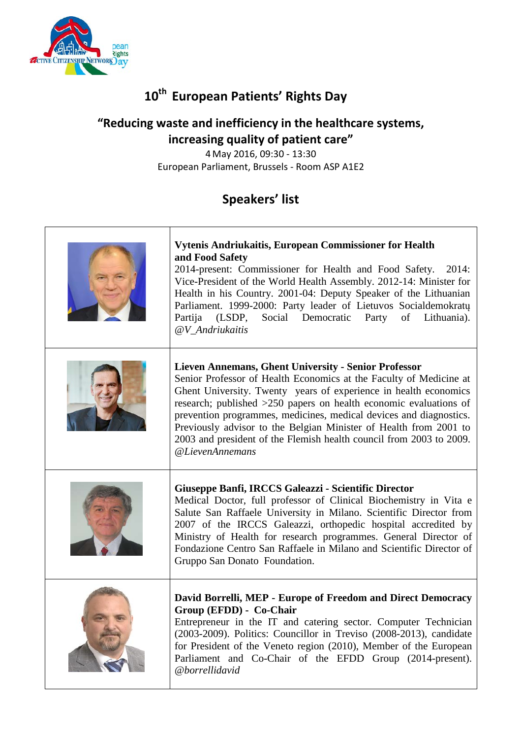# 10th European Patients' Rights Day

## "Reducing waste and inefficiency in the healthcare systems, increasing quality of patient care"

4 May 2016, 09:30 - 13:30
European Parliament, Brussels - Room ASP A1E2

## Speakers' list

| | |
|---|---|
| | **Vytenis Andriukaitis, European Commissioner for Health and Food Safety**<br>2014-present: Commissioner for Health and Food Safety. 2014: Vice-President of the World Health Assembly. 2012-14: Minister for Health in his Country. 2001-04: Deputy Speaker of the Lithuanian Parliament. 1999-2000: Party leader of Lietuvos Socialdemokratų Partija (LSDP, Social Democratic Party of Lithuania). *@V_Andriukaitis* |
| | **Lieven Annemans, Ghent University - Senior Professor**<br>Senior Professor of Health Economics at the Faculty of Medicine at Ghent University. Twenty years of experience in health economics research; published >250 papers on health economic evaluations of prevention programmes, medicines, medical devices and diagnostics. Previously advisor to the Belgian Minister of Health from 2001 to 2003 and president of the Flemish health council from 2003 to 2009. *@LievenAnnemans* |
| | **Giuseppe Banfi, IRCCS Galeazzi - Scientific Director**<br>Medical Doctor, full professor of Clinical Biochemistry in Vita e Salute San Raffaele University in Milano. Scientific Director from 2007 of the IRCCS Galeazzi, orthopedic hospital accredited by Ministry of Health for research programmes. General Director of Fondazione Centro San Raffaele in Milano and Scientific Director of Gruppo San Donato Foundation. |
| | **David Borrelli, MEP - Europe of Freedom and Direct Democracy Group (EFDD) - Co-Chair**<br>Entrepreneur in the IT and catering sector. Computer Technician (2003-2009). Politics: Councillor in Treviso (2008-2013), candidate for President of the Veneto region (2010), Member of the European Parliament and Co-Chair of the EFDD Group (2014-present). *@borrellidavid* |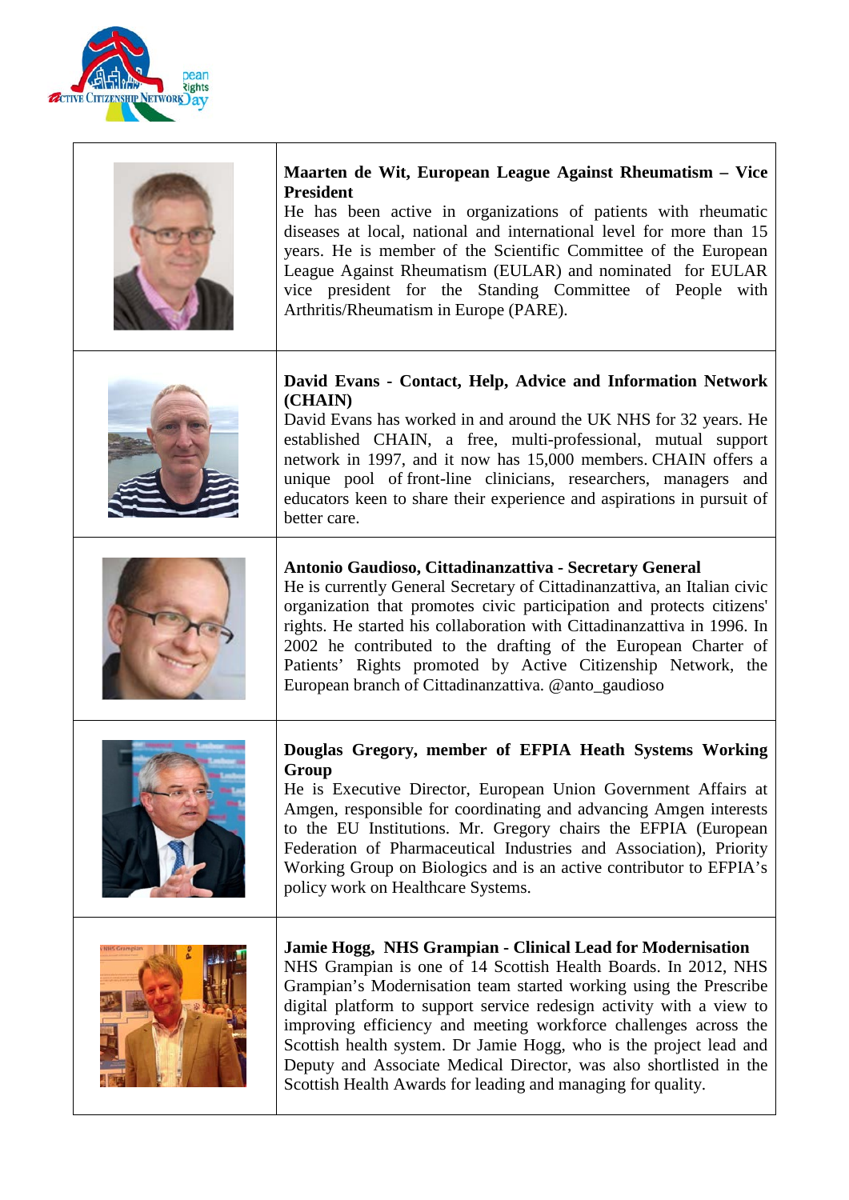| | |
|---|---|
| | **Maarten de Wit, European League Against Rheumatism – Vice President**<br>He has been active in organizations of patients with rheumatic diseases at local, national and international level for more than 15 years. He is member of the Scientific Committee of the European League Against Rheumatism (EULAR) and nominated for EULAR vice president for the Standing Committee of People with Arthritis/Rheumatism in Europe (PARE). |
| | **David Evans - Contact, Help, Advice and Information Network (CHAIN)**<br>David Evans has worked in and around the UK NHS for 32 years. He established CHAIN, a free, multi-professional, mutual support network in 1997, and it now has 15,000 members. CHAIN offers a unique pool of front-line clinicians, researchers, managers and educators keen to share their experience and aspirations in pursuit of better care. |
| | **Antonio Gaudioso, Cittadinanzattiva - Secretary General**<br>He is currently General Secretary of Cittadinanzattiva, an Italian civic organization that promotes civic participation and protects citizens' rights. He started his collaboration with Cittadinanzattiva in 1996. In 2002 he contributed to the drafting of the European Charter of Patients' Rights promoted by Active Citizenship Network, the European branch of Cittadinanzattiva. @anto_gaudioso |
| | **Douglas Gregory, member of EFPIA Heath Systems Working Group**<br>He is Executive Director, European Union Government Affairs at Amgen, responsible for coordinating and advancing Amgen interests to the EU Institutions. Mr. Gregory chairs the EFPIA (European Federation of Pharmaceutical Industries and Association), Priority Working Group on Biologics and is an active contributor to EFPIA's policy work on Healthcare Systems. |
| | **Jamie Hogg, NHS Grampian - Clinical Lead for Modernisation**<br>NHS Grampian is one of 14 Scottish Health Boards. In 2012, NHS Grampian's Modernisation team started working using the Prescribe digital platform to support service redesign activity with a view to improving efficiency and meeting workforce challenges across the Scottish health system. Dr Jamie Hogg, who is the project lead and Deputy and Associate Medical Director, was also shortlisted in the Scottish Health Awards for leading and managing for quality. |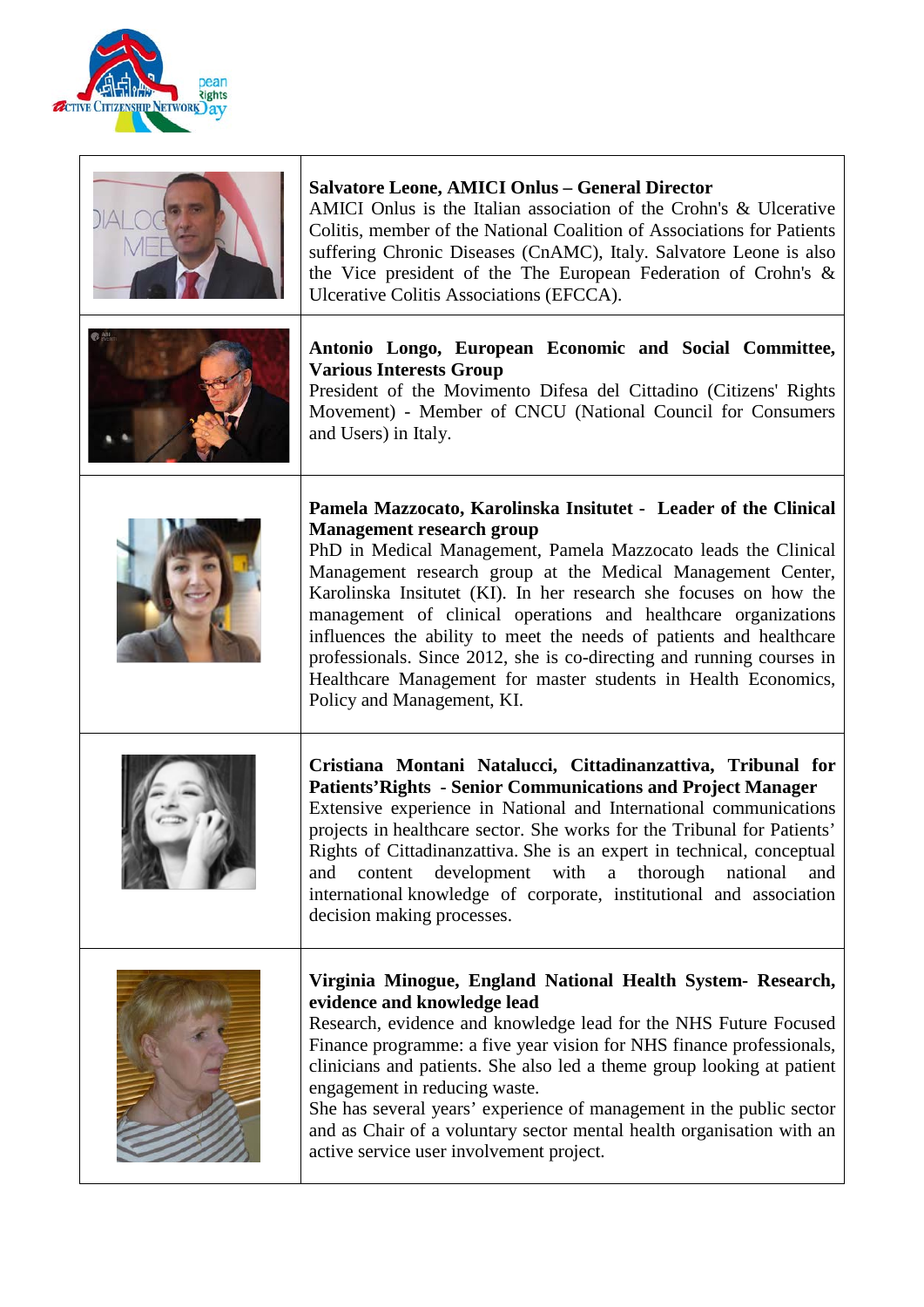| | |
|---|---|
| | **Salvatore Leone, AMICI Onlus – General Director**<br>AMICI Onlus is the Italian association of the Crohn's & Ulcerative Colitis, member of the National Coalition of Associations for Patients suffering Chronic Diseases (CnAMC), Italy. Salvatore Leone is also the Vice president of the The European Federation of Crohn's & Ulcerative Colitis Associations (EFCCA). |
| | **Antonio Longo, European Economic and Social Committee, Various Interests Group**<br>President of the Movimento Difesa del Cittadino (Citizens' Rights Movement) - Member of CNCU (National Council for Consumers and Users) in Italy. |
| | **Pamela Mazzocato, Karolinska Insitutet - Leader of the Clinical Management research group**<br>PhD in Medical Management, Pamela Mazzocato leads the Clinical Management research group at the Medical Management Center, Karolinska Insitutet (KI). In her research she focuses on how the management of clinical operations and healthcare organizations influences the ability to meet the needs of patients and healthcare professionals. Since 2012, she is co-directing and running courses in Healthcare Management for master students in Health Economics, Policy and Management, KI. |
| | **Cristiana Montani Natalucci, Cittadinanzattiva, Tribunal for Patients'Rights - Senior Communications and Project Manager**<br>Extensive experience in National and International communications projects in healthcare sector. She works for the Tribunal for Patients' Rights of Cittadinanzattiva. She is an expert in technical, conceptual and content development with a thorough national and international knowledge of corporate, institutional and association decision making processes. |
| | **Virginia Minogue, England National Health System- Research, evidence and knowledge lead**<br>Research, evidence and knowledge lead for the NHS Future Focused Finance programme: a five year vision for NHS finance professionals, clinicians and patients. She also led a theme group looking at patient engagement in reducing waste.<br>She has several years' experience of management in the public sector and as Chair of a voluntary sector mental health organisation with an active service user involvement project. |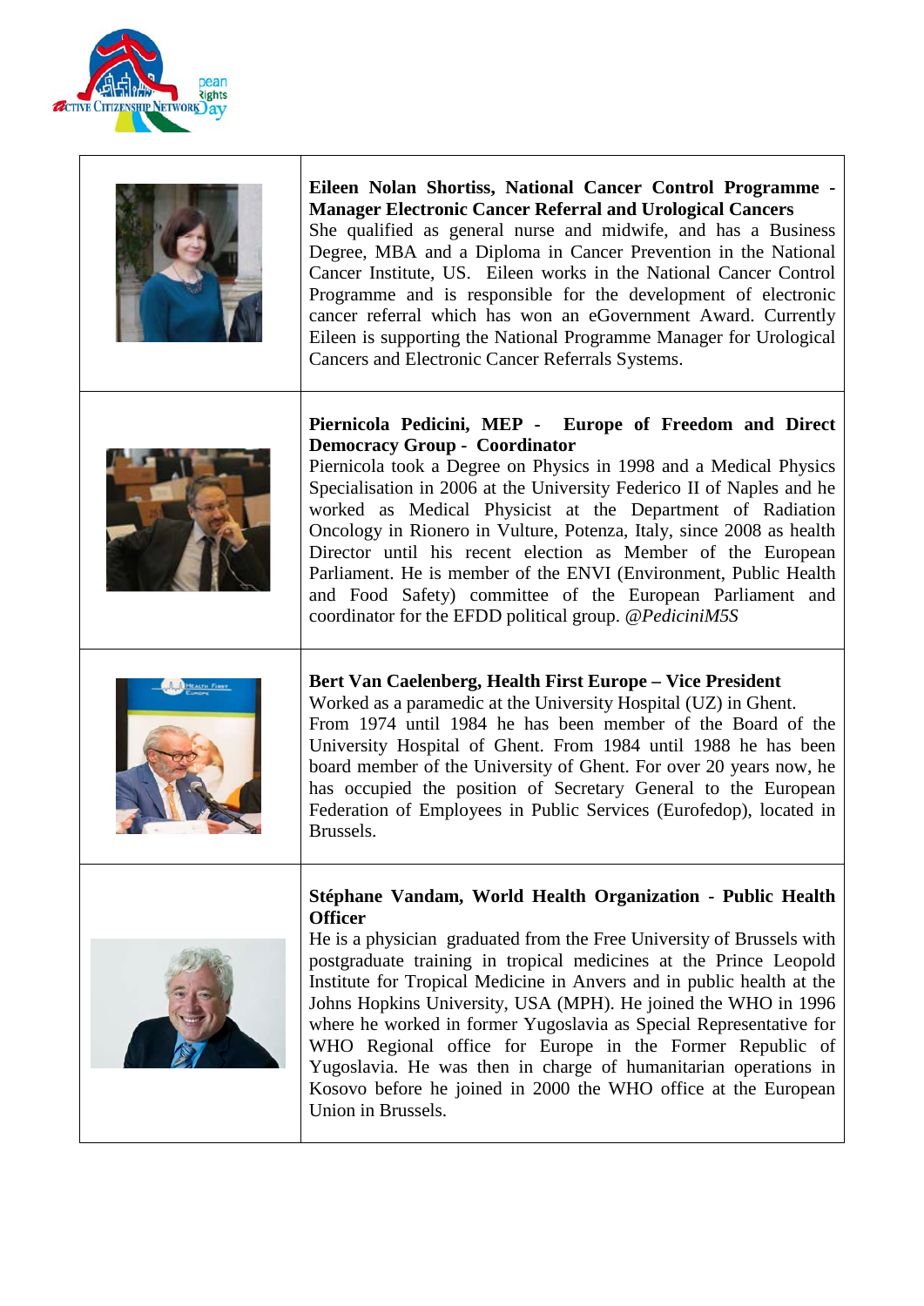| | |
|---|---|
| | **Eileen Nolan Shortiss, National Cancer Control Programme - Manager Electronic Cancer Referral and Urological Cancers**<br>She qualified as general nurse and midwife, and has a Business Degree, MBA and a Diploma in Cancer Prevention in the National Cancer Institute, US. Eileen works in the National Cancer Control Programme and is responsible for the development of electronic cancer referral which has won an eGovernment Award. Currently Eileen is supporting the National Programme Manager for Urological Cancers and Electronic Cancer Referrals Systems. |
| | **Piernicola Pedicini, MEP - Europe of Freedom and Direct Democracy Group - Coordinator**<br>Piernicola took a Degree on Physics in 1998 and a Medical Physics Specialisation in 2006 at the University Federico II of Naples and he worked as Medical Physicist at the Department of Radiation Oncology in Rionero in Vulture, Potenza, Italy, since 2008 as health Director until his recent election as Member of the European Parliament. He is member of the ENVI (Environment, Public Health and Food Safety) committee of the European Parliament and coordinator for the EFDD political group. *@PediciniM5S* |
| | **Bert Van Caelenberg, Health First Europe – Vice President**<br>Worked as a paramedic at the University Hospital (UZ) in Ghent.<br>From 1974 until 1984 he has been member of the Board of the University Hospital of Ghent. From 1984 until 1988 he has been board member of the University of Ghent. For over 20 years now, he has occupied the position of Secretary General to the European Federation of Employees in Public Services (Eurofedop), located in Brussels. |
| | **Stéphane Vandam, World Health Organization - Public Health Officer**<br>He is a physician graduated from the Free University of Brussels with postgraduate training in tropical medicines at the Prince Leopold Institute for Tropical Medicine in Anvers and in public health at the Johns Hopkins University, USA (MPH). He joined the WHO in 1996 where he worked in former Yugoslavia as Special Representative for WHO Regional office for Europe in the Former Republic of Yugoslavia. He was then in charge of humanitarian operations in Kosovo before he joined in 2000 the WHO office at the European Union in Brussels. |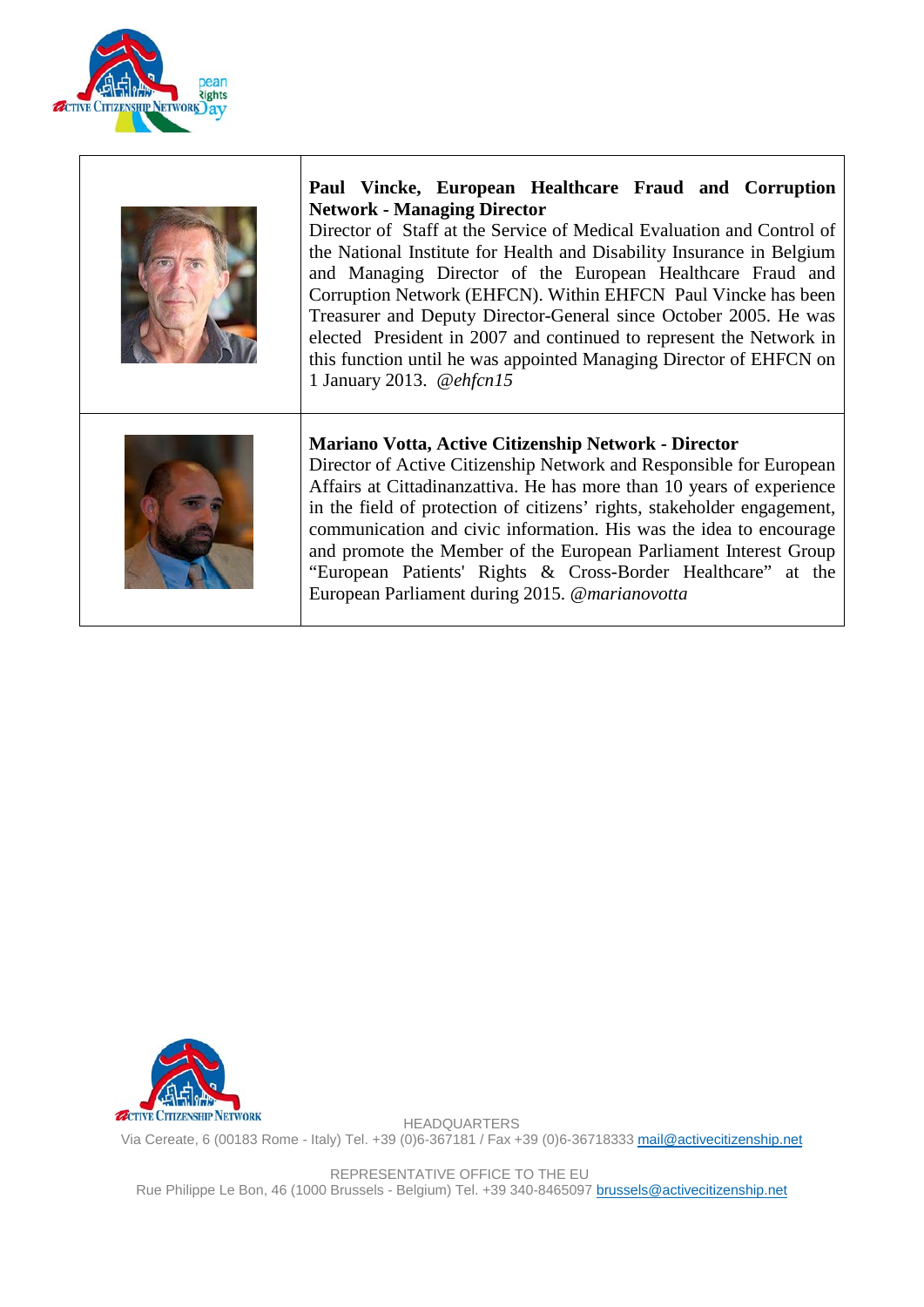| | |
|---|---|
| | **Paul Vincke, European Healthcare Fraud and Corruption Network - Managing Director** Director of Staff at the Service of Medical Evaluation and Control of the National Institute for Health and Disability Insurance in Belgium and Managing Director of the European Healthcare Fraud and Corruption Network (EHFCN). Within EHFCN Paul Vincke has been Treasurer and Deputy Director-General since October 2005. He was elected President in 2007 and continued to represent the Network in this function until he was appointed Managing Director of EHFCN on 1 January 2013. *@ehfcn15* |
| | **Mariano Votta, Active Citizenship Network - Director** Director of Active Citizenship Network and Responsible for European Affairs at Cittadinanzattiva. He has more than 10 years of experience in the field of protection of citizens' rights, stakeholder engagement, communication and civic information. His was the idea to encourage and promote the Member of the European Parliament Interest Group "European Patients' Rights & Cross-Border Healthcare" at the European Parliament during 2015. *@marianovotta* |

HEADQUARTERS
Via Cereate, 6 (00183 Rome - Italy) Tel. +39 (0)6-367181 / Fax +39 (0)6-36718333 mail@activecitizenship.net

REPRESENTATIVE OFFICE TO THE EU
Rue Philippe Le Bon, 46 (1000 Brussels - Belgium) Tel. +39 340-8465097 brussels@activecitizenship.net